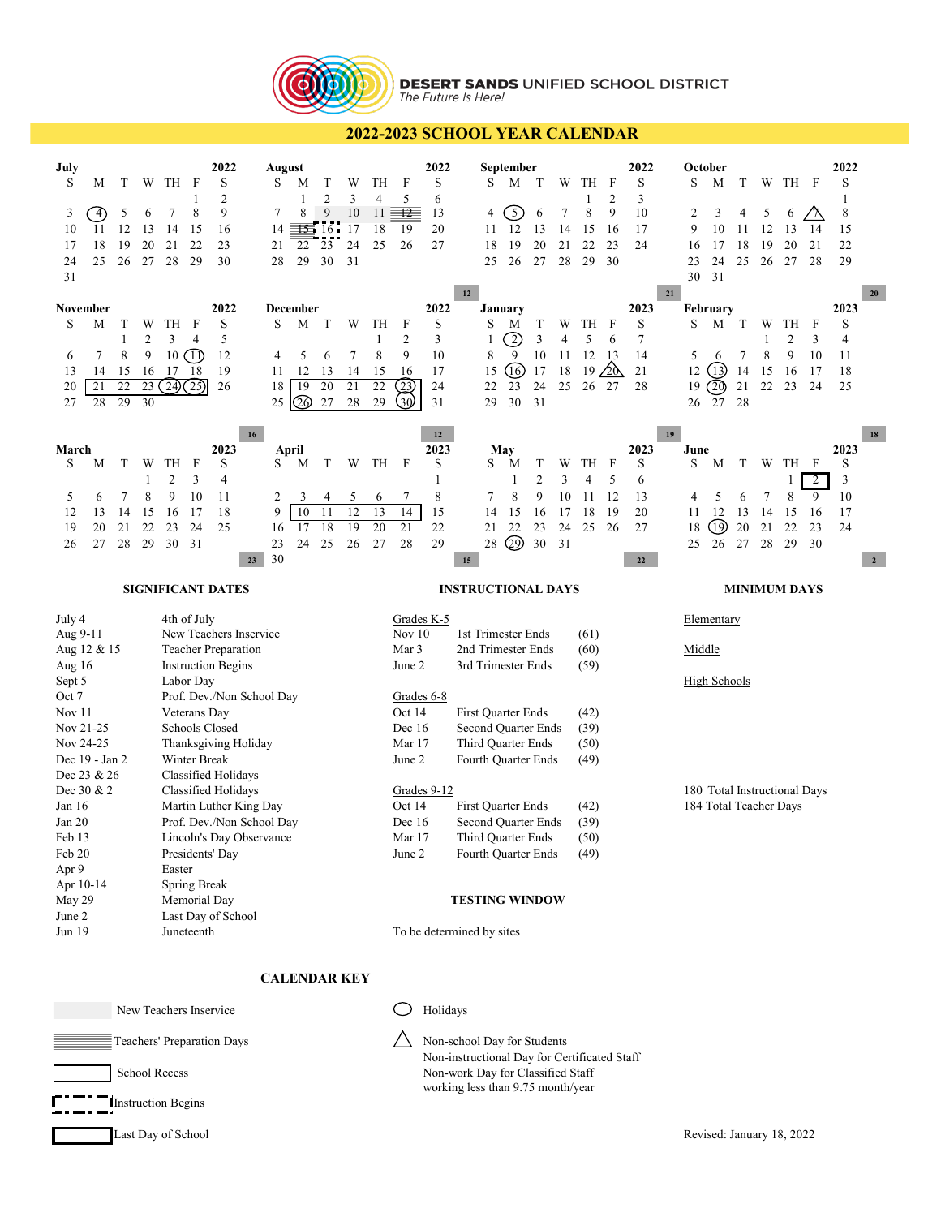**DESERT SANDS UNIFIED SCHOOL DISTRICT**
*The Future Is Here!*

# 2022-2023 SCHOOL YEAR CALENDAR

**July 2022**

| S | M | T | W | TH | F | S |
|---|---|---|---|---|---|---|
| | | | | | 1 | 2 |
| 3 | 4 | 5 | 6 | 7 | 8 | 9 |
| 10 | 11 | 12 | 13 | 14 | 15 | 16 |
| 17 | 18 | 19 | 20 | 21 | 22 | 23 |
| 24 | 25 | 26 | 27 | 28 | 29 | 30 |
| 31 | | | | | | |

**August 2022** (12)

| S | M | T | W | TH | F | S |
|---|---|---|---|---|---|---|
| | 1 | 2 | 3 | 4 | 5 | 6 |
| 7 | 8 | 9 | 10 | 11 | 12 | 13 |
| 14 | 15 | 16 | 17 | 18 | 19 | 20 |
| 21 | 22 | 23 | 24 | 25 | 26 | 27 |
| 28 | 29 | 30 | 31 | | | |

**September 2022** (21)

| S | M | T | W | TH | F | S |
|---|---|---|---|---|---|---|
| | | | | 1 | 2 | 3 |
| 4 | 5 | 6 | 7 | 8 | 9 | 10 |
| 11 | 12 | 13 | 14 | 15 | 16 | 17 |
| 18 | 19 | 20 | 21 | 22 | 23 | 24 |
| 25 | 26 | 27 | 28 | 29 | 30 | |

**October 2022** (20)

| S | M | T | W | TH | F | S |
|---|---|---|---|---|---|---|
| | | | | | | 1 |
| 2 | 3 | 4 | 5 | 6 | 7 | 8 |
| 9 | 10 | 11 | 12 | 13 | 14 | 15 |
| 16 | 17 | 18 | 19 | 20 | 21 | 22 |
| 23 | 24 | 25 | 26 | 27 | 28 | 29 |
| 30 | 31 | | | | | |

**November 2022** (16)

| S | M | T | W | TH | F | S |
|---|---|---|---|---|---|---|
| | | 1 | 2 | 3 | 4 | 5 |
| 6 | 7 | 8 | 9 | 10 | 11 | 12 |
| 13 | 14 | 15 | 16 | 17 | 18 | 19 |
| 20 | 21 | 22 | 23 | 24 | 25 | 26 |
| 27 | 28 | 29 | 30 | | | |

**December 2022** (12)

| S | M | T | W | TH | F | S |
|---|---|---|---|---|---|---|
| | | | | 1 | 2 | 3 |
| 4 | 5 | 6 | 7 | 8 | 9 | 10 |
| 11 | 12 | 13 | 14 | 15 | 16 | 17 |
| 18 | 19 | 20 | 21 | 22 | 23 | 24 |
| 25 | 26 | 27 | 28 | 29 | 30 | 31 |

**January 2023** (19)

| S | M | T | W | TH | F | S |
|---|---|---|---|---|---|---|
| 1 | 2 | 3 | 4 | 5 | 6 | 7 |
| 8 | 9 | 10 | 11 | 12 | 13 | 14 |
| 15 | 16 | 17 | 18 | 19 | 20 | 21 |
| 22 | 23 | 24 | 25 | 26 | 27 | 28 |
| 29 | 30 | 31 | | | | |

**February 2023** (18)

| S | M | T | W | TH | F | S |
|---|---|---|---|---|---|---|
| | | | 1 | 2 | 3 | 4 |
| 5 | 6 | 7 | 8 | 9 | 10 | 11 |
| 12 | 13 | 14 | 15 | 16 | 17 | 18 |
| 19 | 20 | 21 | 22 | 23 | 24 | 25 |
| 26 | 27 | 28 | | | | |

**March 2023** (23)

| S | M | T | W | TH | F | S |
|---|---|---|---|---|---|---|
| | | | 1 | 2 | 3 | 4 |
| 5 | 6 | 7 | 8 | 9 | 10 | 11 |
| 12 | 13 | 14 | 15 | 16 | 17 | 18 |
| 19 | 20 | 21 | 22 | 23 | 24 | 25 |
| 26 | 27 | 28 | 29 | 30 | 31 | |

**April 2023** (15)

| S | M | T | W | TH | F | S |
|---|---|---|---|---|---|---|
| | | | | | | 1 |
| 2 | 3 | 4 | 5 | 6 | 7 | 8 |
| 9 | 10 | 11 | 12 | 13 | 14 | 15 |
| 16 | 17 | 18 | 19 | 20 | 21 | 22 |
| 23 | 24 | 25 | 26 | 27 | 28 | 29 |
| 30 | | | | | | |

**May 2023** (22)

| S | M | T | W | TH | F | S |
|---|---|---|---|---|---|---|
| | 1 | 2 | 3 | 4 | 5 | 6 |
| 7 | 8 | 9 | 10 | 11 | 12 | 13 |
| 14 | 15 | 16 | 17 | 18 | 19 | 20 |
| 21 | 22 | 23 | 24 | 25 | 26 | 27 |
| 28 | 29 | 30 | 31 | | | |

**June 2023** (2)

| S | M | T | W | TH | F | S |
|---|---|---|---|---|---|---|
| | | | | 1 | 2 | 3 |
| 4 | 5 | 6 | 7 | 8 | 9 | 10 |
| 11 | 12 | 13 | 14 | 15 | 16 | 17 |
| 18 | 19 | 20 | 21 | 22 | 23 | 24 |
| 25 | 26 | 27 | 28 | 29 | 30 | |

## SIGNIFICANT DATES

| Date | Event |
|---|---|
| July 4 | 4th of July |
| Aug 9-11 | New Teachers Inservice |
| Aug 12 & 15 | Teacher Preparation |
| Aug 16 | Instruction Begins |
| Sept 5 | Labor Day |
| Oct 7 | Prof. Dev./Non School Day |
| Nov 11 | Veterans Day |
| Nov 21-25 | Schools Closed |
| Nov 24-25 | Thanksgiving Holiday |
| Dec 19 - Jan 2 | Winter Break |
| Dec 23 & 26 | Classified Holidays |
| Dec 30 & 2 | Classified Holidays |
| Jan 16 | Martin Luther King Day |
| Jan 20 | Prof. Dev./Non School Day |
| Feb 13 | Lincoln's Day Observance |
| Feb 20 | Presidents' Day |
| Apr 9 | Easter |
| Apr 10-14 | Spring Break |
| May 29 | Memorial Day |
| June 2 | Last Day of School |
| Jun 19 | Juneteenth |

## INSTRUCTIONAL DAYS

**Grades K-5**

| Date | Event | Days |
|---|---|---|
| Nov 10 | 1st Trimester Ends | (61) |
| Mar 3 | 2nd Trimester Ends | (60) |
| June 2 | 3rd Trimester Ends | (59) |

**Grades 6-8**

| Date | Event | Days |
|---|---|---|
| Oct 14 | First Quarter Ends | (42) |
| Dec 16 | Second Quarter Ends | (39) |
| Mar 17 | Third Quarter Ends | (50) |
| June 2 | Fourth Quarter Ends | (49) |

**Grades 9-12**

| Date | Event | Days |
|---|---|---|
| Oct 14 | First Quarter Ends | (42) |
| Dec 16 | Second Quarter Ends | (39) |
| Mar 17 | Third Quarter Ends | (50) |
| June 2 | Fourth Quarter Ends | (49) |

## MINIMUM DAYS

Elementary

Middle

High Schools

180 Total Instructional Days
184 Total Teacher Days

## TESTING WINDOW

To be determined by sites

## CALENDAR KEY

- New Teachers Inservice (shaded)
- Teachers' Preparation Days (striped)
- School Recess (box)
- Instruction Begins (dashed box)
- Last Day of School (bold box)
- Holidays (circle)
- Non-school Day for Students (triangle)
  Non-instructional Day for Certificated Staff
  Non-work Day for Classified Staff
  working less than 9.75 month/year

Revised: January 18, 2022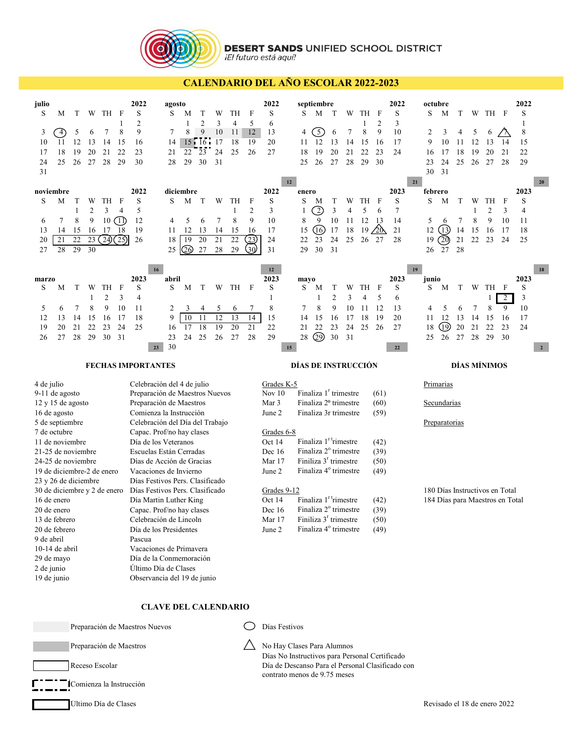**DESERT SANDS UNIFIED SCHOOL DISTRICT**
*¡El futuro está aquí!*

# CALENDARIO DEL AÑO ESCOLAR 2022-2023

**julio 2022**

| S | M | T | W | TH | F | S |
|---|---|---|---|---|---|---|
| | | | | | 1 | 2 |
| 3 | 4 | 5 | 6 | 7 | 8 | 9 |
| 10 | 11 | 12 | 13 | 14 | 15 | 16 |
| 17 | 18 | 19 | 20 | 21 | 22 | 23 |
| 24 | 25 | 26 | 27 | 28 | 29 | 30 |
| 31 | | | | | | |

**agosto 2022**

| S | M | T | W | TH | F | S |
|---|---|---|---|---|---|---|
| | 1 | 2 | 3 | 4 | 5 | 6 |
| 7 | 8 | 9 | 10 | 11 | 12 | 13 |
| 14 | 15 | 16 | 17 | 18 | 19 | 20 |
| 21 | 22 | 23 | 24 | 25 | 26 | 27 |
| 28 | 29 | 30 | 31 | | | |

12

**septiembre 2022**

| S | M | T | W | TH | F | S |
|---|---|---|---|---|---|---|
| | | | | 1 | 2 | 3 |
| 4 | 5 | 6 | 7 | 8 | 9 | 10 |
| 11 | 12 | 13 | 14 | 15 | 16 | 17 |
| 18 | 19 | 20 | 21 | 22 | 23 | 24 |
| 25 | 26 | 27 | 28 | 29 | 30 | |

21

**octubre 2022**

| S | M | T | W | TH | F | S |
|---|---|---|---|---|---|---|
| | | | | | | 1 |
| 2 | 3 | 4 | 5 | 6 | 7 | 8 |
| 9 | 10 | 11 | 12 | 13 | 14 | 15 |
| 16 | 17 | 18 | 19 | 20 | 21 | 22 |
| 23 | 24 | 25 | 26 | 27 | 28 | 29 |
| 30 | 31 | | | | | |

20

**noviembre 2022**

| S | M | T | W | TH | F | S |
|---|---|---|---|---|---|---|
| | | 1 | 2 | 3 | 4 | 5 |
| 6 | 7 | 8 | 9 | 10 | 11 | 12 |
| 13 | 14 | 15 | 16 | 17 | 18 | 19 |
| 20 | 21 | 22 | 23 | 24 | 25 | 26 |
| 27 | 28 | 29 | 30 | | | |

16

**diciembre 2022**

| S | M | T | W | TH | F | S |
|---|---|---|---|---|---|---|
| | | | | 1 | 2 | 3 |
| 4 | 5 | 6 | 7 | 8 | 9 | 10 |
| 11 | 12 | 13 | 14 | 15 | 16 | 17 |
| 18 | 19 | 20 | 21 | 22 | 23 | 24 |
| 25 | 26 | 27 | 28 | 29 | 30 | 31 |

12

**enero 2023**

| S | M | T | W | TH | F | S |
|---|---|---|---|---|---|---|
| 1 | 2 | 3 | 4 | 5 | 6 | 7 |
| 8 | 9 | 10 | 11 | 12 | 13 | 14 |
| 15 | 16 | 17 | 18 | 19 | 20 | 21 |
| 22 | 23 | 24 | 25 | 26 | 27 | 28 |
| 29 | 30 | 31 | | | | |

19

**febrero 2023**

| S | M | T | W | TH | F | S |
|---|---|---|---|---|---|---|
| | | | 1 | 2 | 3 | 4 |
| 5 | 6 | 7 | 8 | 9 | 10 | 11 |
| 12 | 13 | 14 | 15 | 16 | 17 | 18 |
| 19 | 20 | 21 | 22 | 23 | 24 | 25 |
| 26 | 27 | 28 | | | | |

18

**marzo 2023**

| S | M | T | W | TH | F | S |
|---|---|---|---|---|---|---|
| | | | 1 | 2 | 3 | 4 |
| 5 | 6 | 7 | 8 | 9 | 10 | 11 |
| 12 | 13 | 14 | 15 | 16 | 17 | 18 |
| 19 | 20 | 21 | 22 | 23 | 24 | 25 |
| 26 | 27 | 28 | 29 | 30 | 31 | |

23

**abril 2023**

| S | M | T | W | TH | F | S |
|---|---|---|---|---|---|---|
| | | | | | | 1 |
| 2 | 3 | 4 | 5 | 6 | 7 | 8 |
| 9 | 10 | 11 | 12 | 13 | 14 | 15 |
| 16 | 17 | 18 | 19 | 20 | 21 | 22 |
| 23 | 24 | 25 | 26 | 27 | 28 | 29 |
| 30 | | | | | | |

15

**mayo 2023**

| S | M | T | W | TH | F | S |
|---|---|---|---|---|---|---|
| | 1 | 2 | 3 | 4 | 5 | 6 |
| 7 | 8 | 9 | 10 | 11 | 12 | 13 |
| 14 | 15 | 16 | 17 | 18 | 19 | 20 |
| 21 | 22 | 23 | 24 | 25 | 26 | 27 |
| 28 | 29 | 30 | 31 | | | |

22

**junio 2023**

| S | M | T | W | TH | F | S |
|---|---|---|---|---|---|---|
| | | | | 1 | 2 | 3 |
| 4 | 5 | 6 | 7 | 8 | 9 | 10 |
| 11 | 12 | 13 | 14 | 15 | 16 | 17 |
| 18 | 19 | 20 | 21 | 22 | 23 | 24 |
| 25 | 26 | 27 | 28 | 29 | 30 | |

2

## FECHAS IMPORTANTES

| | |
|---|---|
| 4 de julio | Celebración del 4 de julio |
| 9-11 de agosto | Preparación de Maestros Nuevos |
| 12 y 15 de agosto | Preparación de Maestros |
| 16 de agosto | Comienza la Instrucción |
| 5 de septiembre | Celebración del Día del Trabajo |
| 7 de octubre | Capac. Prof/no hay clases |
| 11 de noviembre | Día de los Veteranos |
| 21-25 de noviembre | Escuelas Están Cerradas |
| 24-25 de noviembre | Días de Acción de Gracias |
| 19 de diciembre-2 de enero | Vacaciones de Invierno |
| 23 y 26 de diciembre | Días Festivos Pers. Clasificado |
| 30 de diciembre y 2 de enero | Días Festivos Pers. Clasificado |
| 16 de enero | Día Martin Luther King |
| 20 de enero | Capac. Prof/no hay clases |
| 13 de febrero | Celebración de Lincoln |
| 20 de febrero | Día de los Presidentes |
| 9 de abril | Pascua |
| 10-14 de abril | Vacaciones de Primavera |
| 29 de mayo | Día de la Conmemoración |
| 2 de junio | Último Día de Clases |
| 19 de junio | Observancia del 19 de junio |

## DÍAS DE INSTRUCCIÓN

Grades K-5

| | | |
|---|---|---|
| Nov 10 | Finaliza 1r trimestre | (61) |
| Mar 3 | Finaliza 2º trimestre | (60) |
| June 2 | Finaliza 3r trimestre | (59) |

Grades 6-8

| | | |
|---|---|---|
| Oct 14 | Finaliza 1r trimestre | (42) |
| Dec 16 | Finaliza 2º trimestre | (39) |
| Mar 17 | Finiliza 3r trimestre | (50) |
| June 2 | Finaliza 4º trimestre | (49) |

Grades 9-12

| | | |
|---|---|---|
| Oct 14 | Finaliza 1r trimestre | (42) |
| Dec 16 | Finaliza 2º trimestre | (39) |
| Mar 17 | Finiliza 3r trimestre | (50) |
| June 2 | Finaliza 4º trimestre | (49) |

## DÍAS MÍNIMOS

Primarias

Secundarias

Preparatorias

180 Días Instructivos en Total
184 Días para Maestros en Total

## CLAVE DEL CALENDARIO

- Preparación de Maestros Nuevos
- Preparación de Maestros
- Receso Escolar
- Comienza la Instrucción
- Ultimo Día de Clases
- ○ Días Festivos
- △ No Hay Clases Para Alumnos
  Días No Instructivos para Personal Certificado
  Día de Descanso Para el Personal Clasificado con contrato menos de 9.75 meses

Revisado el 18 de enero 2022